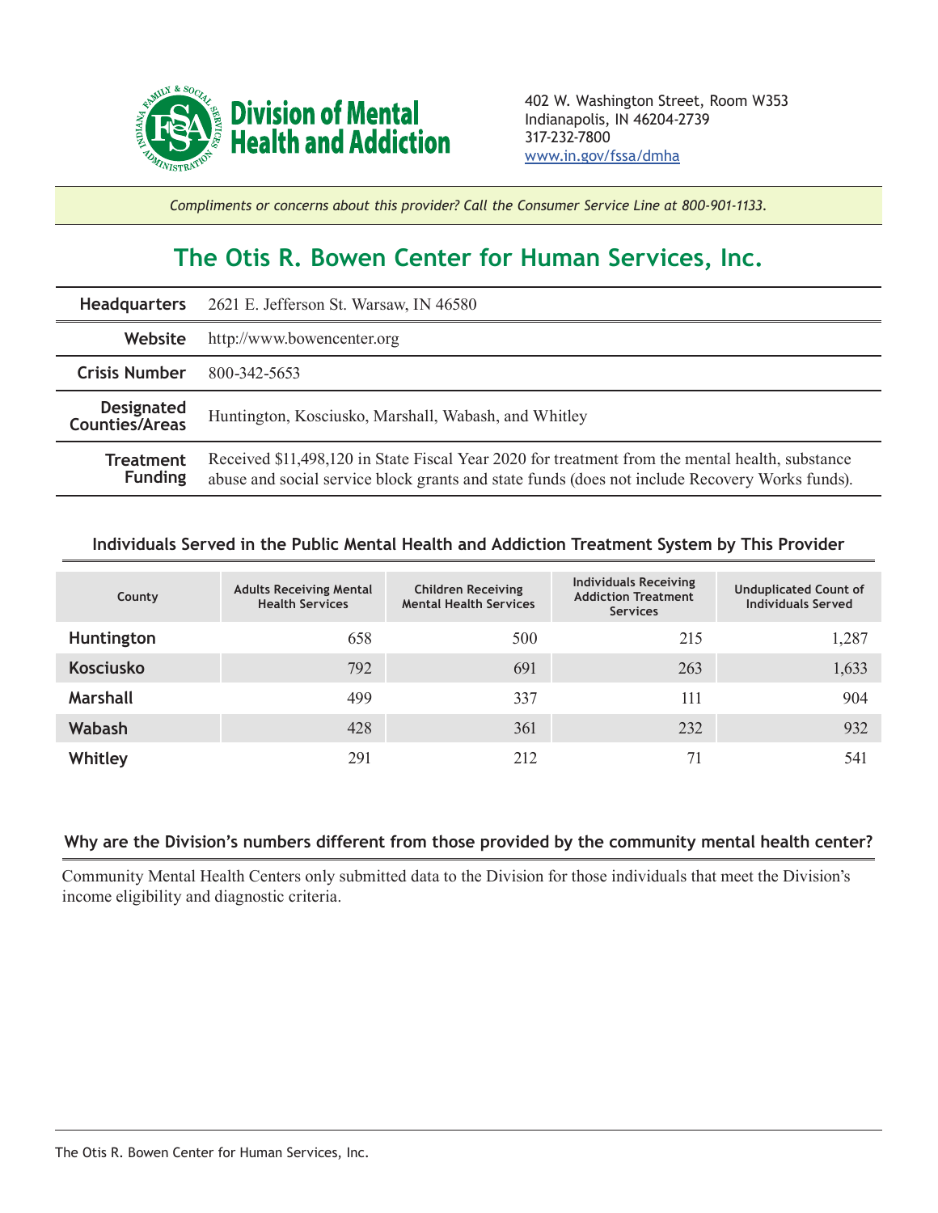**Division of Mental Health and Addiction**

402 W. Washington Street, Room W353
Indianapolis, IN 46204-2739
317-232-7800
www.in.gov/fssa/dmha

*Compliments or concerns about this provider? Call the Consumer Service Line at 800-901-1133.*

# The Otis R. Bowen Center for Human Services, Inc.

| | |
|---|---|
| **Headquarters** | 2621 E. Jefferson St. Warsaw, IN 46580 |
| **Website** | http://www.bowencenter.org |
| **Crisis Number** | 800-342-5653 |
| **Designated Counties/Areas** | Huntington, Kosciusko, Marshall, Wabash, and Whitley |
| **Treatment Funding** | Received $11,498,120 in State Fiscal Year 2020 for treatment from the mental health, substance abuse and social service block grants and state funds (does not include Recovery Works funds). |

## Individuals Served in the Public Mental Health and Addiction Treatment System by This Provider

| County | Adults Receiving Mental Health Services | Children Receiving Mental Health Services | Individuals Receiving Addiction Treatment Services | Unduplicated Count of Individuals Served |
|---|---|---|---|---|
| **Huntington** | 658 | 500 | 215 | 1,287 |
| **Kosciusko** | 792 | 691 | 263 | 1,633 |
| **Marshall** | 499 | 337 | 111 | 904 |
| **Wabash** | 428 | 361 | 232 | 932 |
| **Whitley** | 291 | 212 | 71 | 541 |

## Why are the Division's numbers different from those provided by the community mental health center?

Community Mental Health Centers only submitted data to the Division for those individuals that meet the Division's income eligibility and diagnostic criteria.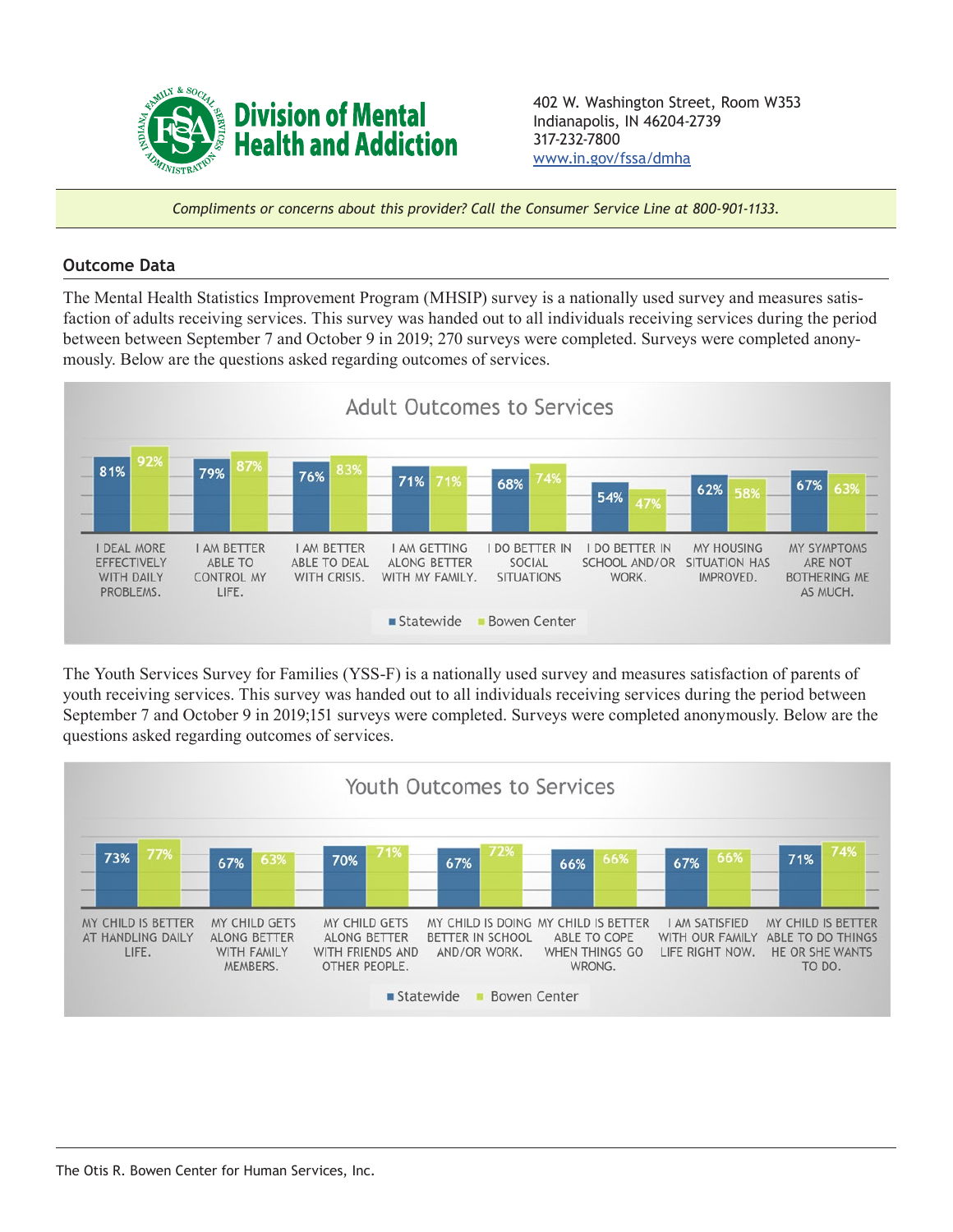Division of Mental Health and Addiction

402 W. Washington Street, Room W353
Indianapolis, IN 46204-2739
317-232-7800
www.in.gov/fssa/dmha

*Compliments or concerns about this provider? Call the Consumer Service Line at 800-901-1133.*

## Outcome Data

The Mental Health Statistics Improvement Program (MHSIP) survey is a nationally used survey and measures satisfaction of adults receiving services. This survey was handed out to all individuals receiving services during the period between between September 7 and October 9 in 2019; 270 surveys were completed. Surveys were completed anonymously. Below are the questions asked regarding outcomes of services.

Adult Outcomes to Services

I DEAL MORE EFFECTIVELY WITH DAILY PROBLEMS. 81% 92%
I AM BETTER ABLE TO CONTROL MY LIFE. 79% 87%
I AM BETTER ABLE TO DEAL WITH CRISIS. 76% 83%
I AM GETTING ALONG BETTER WITH MY FAMILY. 71% 71%
I DO BETTER IN SOCIAL SITUATIONS 68% 74%
I DO BETTER IN SCHOOL AND/OR WORK. 54% 47%
MY HOUSING SITUATION HAS IMPROVED. 62% 58%
MY SYMPTOMS ARE NOT BOTHERING ME AS MUCH. 67% 63%

Statewide
Bowen Center

The Youth Services Survey for Families (YSS-F) is a nationally used survey and measures satisfaction of parents of youth receiving services. This survey was handed out to all individuals receiving services during the period between September 7 and October 9 in 2019;151 surveys were completed. Surveys were completed anonymously. Below are the questions asked regarding outcomes of services.

Youth Outcomes to Services

MY CHILD IS BETTER AT HANDLING DAILY LIFE. 73% 77%
MY CHILD GETS ALONG BETTER WITH FAMILY MEMBERS. 67% 63%
MY CHILD GETS ALONG BETTER WITH FRIENDS AND OTHER PEOPLE. 70% 71%
MY CHILD IS DOING BETTER IN SCHOOL AND/OR WORK. 67% 72%
MY CHILD IS BETTER ABLE TO COPE WHEN THINGS GO WRONG. 66% 66%
I AM SATISFIED WITH OUR FAMILY LIFE RIGHT NOW. 67% 66%
MY CHILD IS BETTER ABLE TO DO THINGS HE OR SHE WANTS TO DO. 71% 74%

Statewide
Bowen Center

The Otis R. Bowen Center for Human Services, Inc.